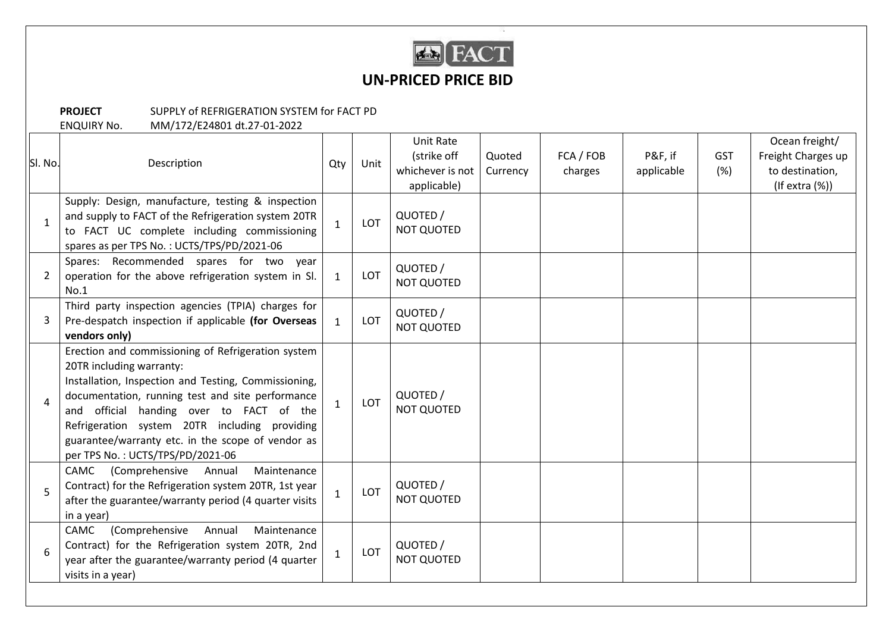FACT

# UN-PRICED PRICE BID

**PROJECT** SUPPLY of REFRIGERATION SYSTEM for FACT PD

ENQUIRY No. MM/172/E24801 dt.27-01-2022

| Sl. No. | Description | Qty | Unit | Unit Rate (strike off whichever is not applicable) | Quoted Currency | FCA / FOB charges | P&F, if applicable | GST (%) | Ocean freight/ Freight Charges up to destination, (If extra (%)) |
|---|---|---|---|---|---|---|---|---|---|
| 1 | Supply: Design, manufacture, testing & inspection and supply to FACT of the Refrigeration system 20TR to FACT UC complete including commissioning spares as per TPS No. : UCTS/TPS/PD/2021-06 | 1 | LOT | QUOTED / NOT QUOTED | | | | | |
| 2 | Spares: Recommended spares for two year operation for the above refrigeration system in Sl. No.1 | 1 | LOT | QUOTED / NOT QUOTED | | | | | |
| 3 | Third party inspection agencies (TPIA) charges for Pre-despatch inspection if applicable **(for Overseas vendors only)** | 1 | LOT | QUOTED / NOT QUOTED | | | | | |
| 4 | Erection and commissioning of Refrigeration system 20TR including warranty: Installation, Inspection and Testing, Commissioning, documentation, running test and site performance and official handing over to FACT of the Refrigeration system 20TR including providing guarantee/warranty etc. in the scope of vendor as per TPS No. : UCTS/TPS/PD/2021-06 | 1 | LOT | QUOTED / NOT QUOTED | | | | | |
| 5 | CAMC (Comprehensive Annual Maintenance Contract) for the Refrigeration system 20TR, 1st year after the guarantee/warranty period (4 quarter visits in a year) | 1 | LOT | QUOTED / NOT QUOTED | | | | | |
| 6 | CAMC (Comprehensive Annual Maintenance Contract) for the Refrigeration system 20TR, 2nd year after the guarantee/warranty period (4 quarter visits in a year) | 1 | LOT | QUOTED / NOT QUOTED | | | | | |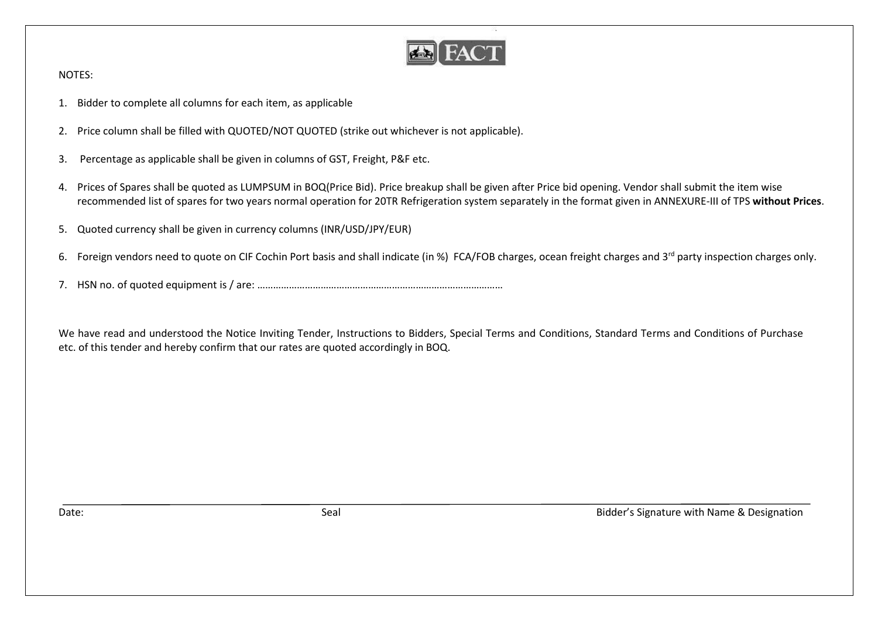NOTES:

1. Bidder to complete all columns for each item, as applicable
2. Price column shall be filled with QUOTED/NOT QUOTED (strike out whichever is not applicable).
3. Percentage as applicable shall be given in columns of GST, Freight, P&F etc.
4. Prices of Spares shall be quoted as LUMPSUM in BOQ(Price Bid). Price breakup shall be given after Price bid opening. Vendor shall submit the item wise recommended list of spares for two years normal operation for 20TR Refrigeration system separately in the format given in ANNEXURE-III of TPS **without Prices**.
5. Quoted currency shall be given in currency columns (INR/USD/JPY/EUR)
6. Foreign vendors need to quote on CIF Cochin Port basis and shall indicate (in %) FCA/FOB charges, ocean freight charges and 3rd party inspection charges only.
7. HSN no. of quoted equipment is / are: ………………………………………………………………………………

We have read and understood the Notice Inviting Tender, Instructions to Bidders, Special Terms and Conditions, Standard Terms and Conditions of Purchase etc. of this tender and hereby confirm that our rates are quoted accordingly in BOQ.

Date: Seal Bidder's Signature with Name & Designation